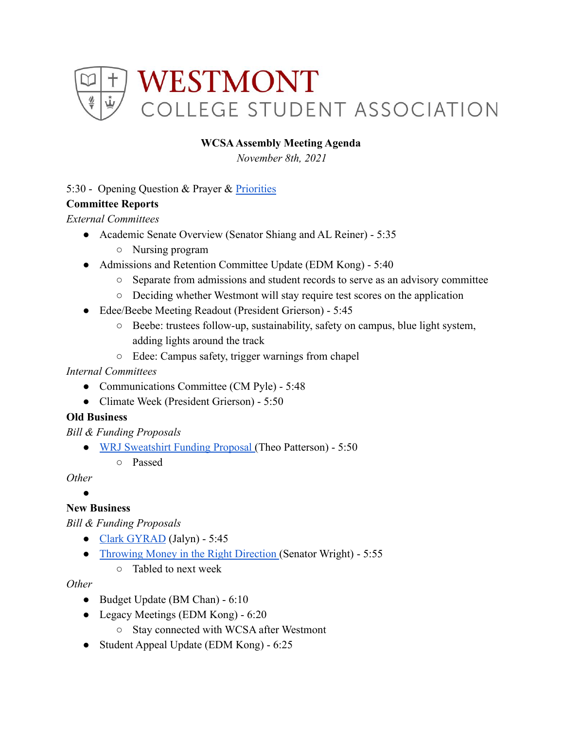# WESTMONT COLLEGE STUDENT ASSOCIATION

**WCSA Assembly Meeting Agenda**

*November 8th, 2021*

5:30 - Opening Question & Prayer & Priorities

**Committee Reports**

*External Committees*

- Academic Senate Overview (Senator Shiang and AL Reiner) - 5:35
  - Nursing program
- Admissions and Retention Committee Update (EDM Kong) - 5:40
  - Separate from admissions and student records to serve as an advisory committee
  - Deciding whether Westmont will stay require test scores on the application
- Edee/Beebe Meeting Readout (President Grierson) - 5:45
  - Beebe: trustees follow-up, sustainability, safety on campus, blue light system, adding lights around the track
  - Edee: Campus safety, trigger warnings from chapel

*Internal Committees*

- Communications Committee (CM Pyle) - 5:48
- Climate Week (President Grierson) - 5:50

**Old Business**

*Bill & Funding Proposals*

- WRJ Sweatshirt Funding Proposal (Theo Patterson) - 5:50
  - Passed

*Other*

- 

**New Business**

*Bill & Funding Proposals*

- Clark GYRAD (Jalyn) - 5:45
- Throwing Money in the Right Direction (Senator Wright) - 5:55
  - Tabled to next week

*Other*

- Budget Update (BM Chan) - 6:10
- Legacy Meetings (EDM Kong) - 6:20
  - Stay connected with WCSA after Westmont
- Student Appeal Update (EDM Kong) - 6:25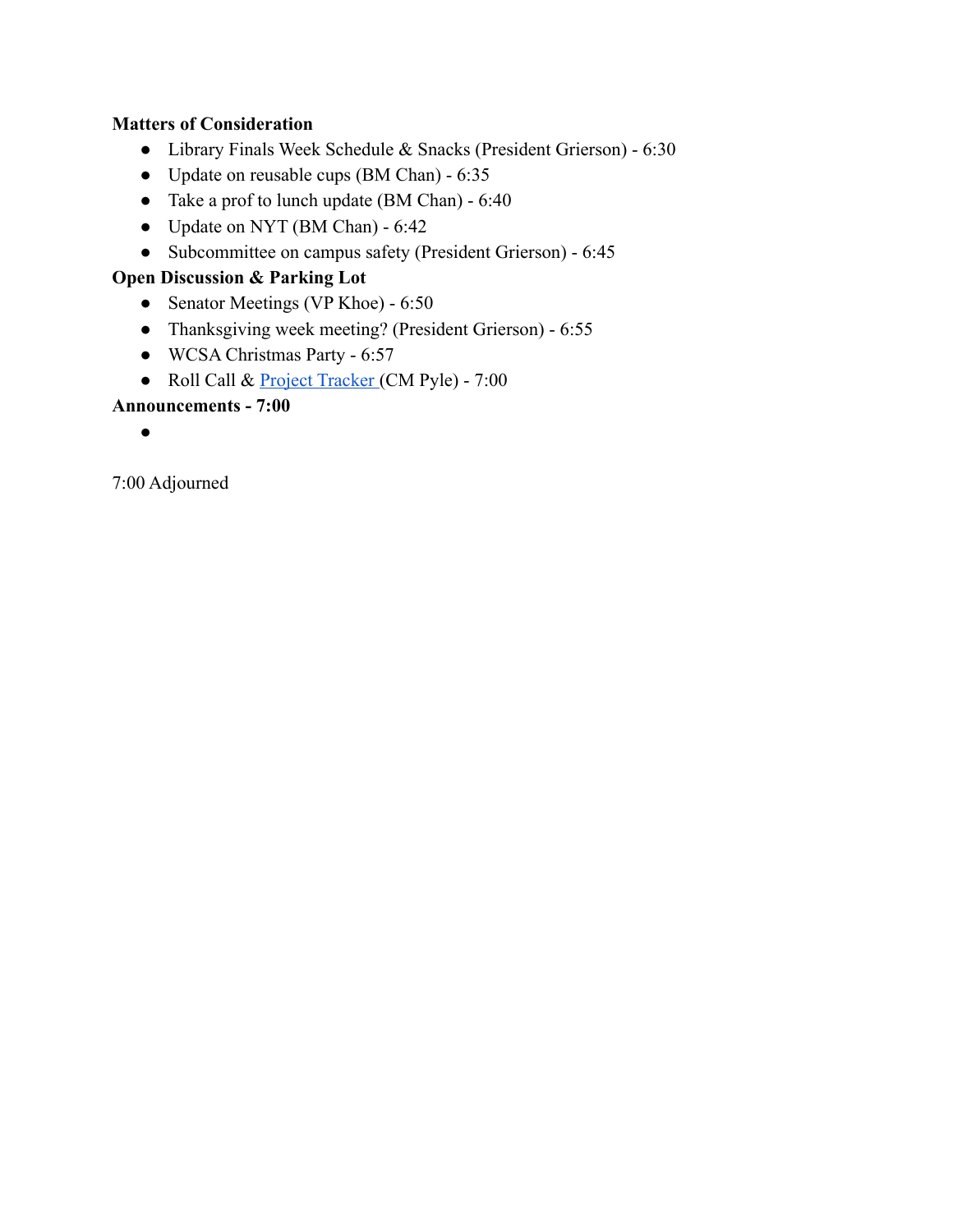**Matters of Consideration**

- Library Finals Week Schedule & Snacks (President Grierson) - 6:30
- Update on reusable cups (BM Chan) - 6:35
- Take a prof to lunch update (BM Chan) - 6:40
- Update on NYT (BM Chan) - 6:42
- Subcommittee on campus safety (President Grierson) - 6:45

**Open Discussion & Parking Lot**

- Senator Meetings (VP Khoe) - 6:50
- Thanksgiving week meeting? (President Grierson) - 6:55
- WCSA Christmas Party - 6:57
- Roll Call & Project Tracker (CM Pyle) - 7:00

**Announcements - 7:00**

- 

7:00 Adjourned